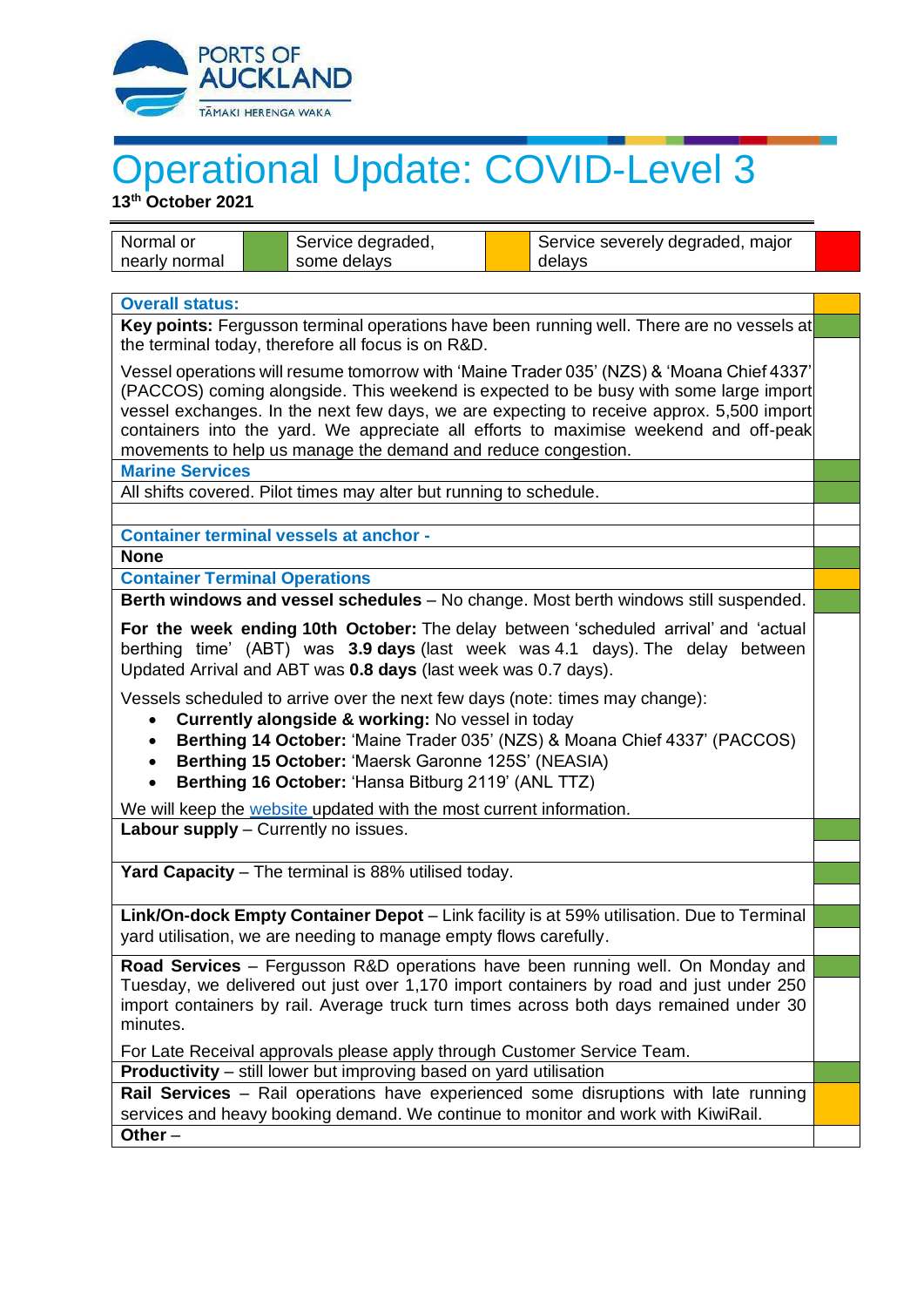# Operational Update: COVID-Level 3

**13th October 2021**

| Normal or nearly normal | (Green) | Service degraded, some delays | (Amber) | Service severely degraded, major delays | (Red) |
|---|---|---|---|---|---|

| | Status |
|---|---|
| **Overall status:** | Amber |
| **Key points:** Fergusson terminal operations have been running well. There are no vessels at the terminal today, therefore all focus is on R&D.<br><br>Vessel operations will resume tomorrow with 'Maine Trader 035' (NZS) & 'Moana Chief 4337' (PACCOS) coming alongside. This weekend is expected to be busy with some large import vessel exchanges. In the next few days, we are expecting to receive approx. 5,500 import containers into the yard. We appreciate all efforts to maximise weekend and off-peak movements to help us manage the demand and reduce congestion. | Green |
| **Marine Services** | Green |
| All shifts covered. Pilot times may alter but running to schedule. | Green |
| **Container terminal vessels at anchor -** | |
| **None** | Green |
| **Container Terminal Operations** | Amber |
| **Berth windows and vessel schedules** – No change. Most berth windows still suspended.<br><br>**For the week ending 10th October:** The delay between 'scheduled arrival' and 'actual berthing time' (ABT) was **3.9 days** (last week was 4.1 days). The delay between Updated Arrival and ABT was **0.8 days** (last week was 0.7 days).<br><br>Vessels scheduled to arrive over the next few days (note: times may change):<br>• **Currently alongside & working:** No vessel in today<br>• **Berthing 14 October:** 'Maine Trader 035' (NZS) & Moana Chief 4337' (PACCOS)<br>• **Berthing 15 October:** 'Maersk Garonne 125S' (NEASIA)<br>• **Berthing 16 October:** 'Hansa Bitburg 2119' (ANL TTZ)<br><br>We will keep the website updated with the most current information. | Green |
| **Labour supply** – Currently no issues. | Green |
| **Yard Capacity** – The terminal is 88% utilised today. | Green |
| **Link/On-dock Empty Container Depot** – Link facility is at 59% utilisation. Due to Terminal yard utilisation, we are needing to manage empty flows carefully. | Green |
| **Road Services** – Fergusson R&D operations have been running well. On Monday and Tuesday, we delivered out just over 1,170 import containers by road and just under 250 import containers by rail. Average truck turn times across both days remained under 30 minutes.<br><br>For Late Receival approvals please apply through Customer Service Team. | Green |
| **Productivity** – still lower but improving based on yard utilisation | Green |
| **Rail Services** – Rail operations have experienced some disruptions with late running services and heavy booking demand. We continue to monitor and work with KiwiRail. | Amber |
| **Other** – | |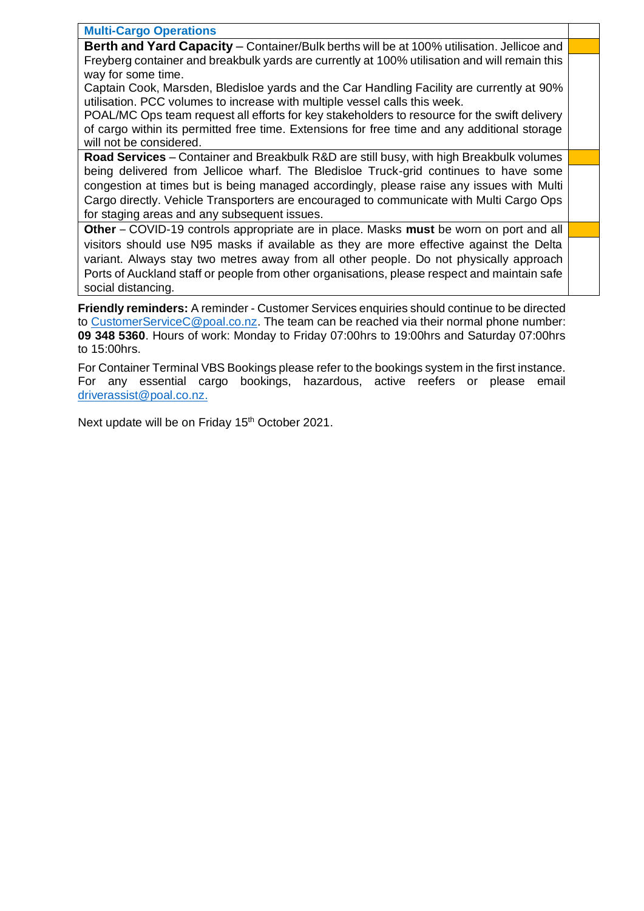| Multi-Cargo Operations | |
|---|---|
| **Berth and Yard Capacity** – Container/Bulk berths will be at 100% utilisation. Jellicoe and Freyberg container and breakbulk yards are currently at 100% utilisation and will remain this way for some time.<br>Captain Cook, Marsden, Bledisloe yards and the Car Handling Facility are currently at 90% utilisation. PCC volumes to increase with multiple vessel calls this week.<br>POAL/MC Ops team request all efforts for key stakeholders to resource for the swift delivery of cargo within its permitted free time. Extensions for free time and any additional storage will not be considered. | |
| **Road Services** – Container and Breakbulk R&D are still busy, with high Breakbulk volumes being delivered from Jellicoe wharf. The Bledisloe Truck-grid continues to have some congestion at times but is being managed accordingly, please raise any issues with Multi Cargo directly. Vehicle Transporters are encouraged to communicate with Multi Cargo Ops for staging areas and any subsequent issues. | |
| **Other** – COVID-19 controls appropriate are in place. Masks **must** be worn on port and all visitors should use N95 masks if available as they are more effective against the Delta variant. Always stay two metres away from all other people. Do not physically approach Ports of Auckland staff or people from other organisations, please respect and maintain safe social distancing. | |

**Friendly reminders:** A reminder - Customer Services enquiries should continue to be directed to CustomerServiceC@poal.co.nz. The team can be reached via their normal phone number: **09 348 5360**. Hours of work: Monday to Friday 07:00hrs to 19:00hrs and Saturday 07:00hrs to 15:00hrs.

For Container Terminal VBS Bookings please refer to the bookings system in the first instance. For any essential cargo bookings, hazardous, active reefers or please email driverassist@poal.co.nz.

Next update will be on Friday 15th October 2021.